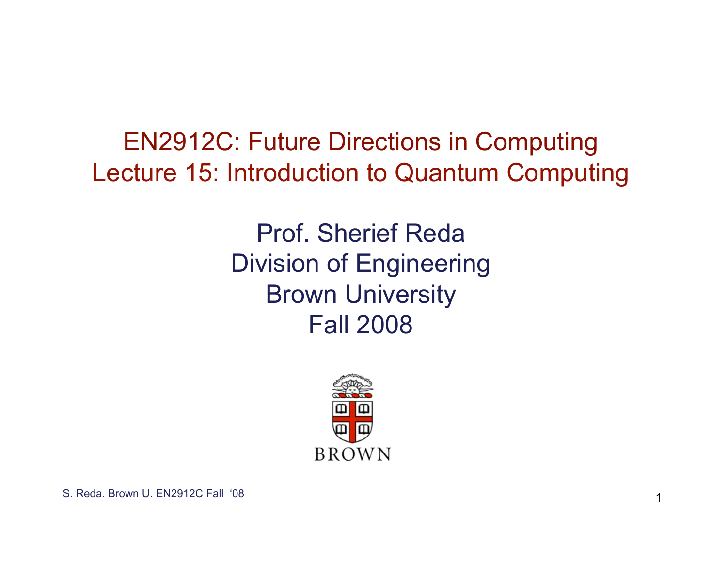# EN2912C: Future Directions in Computing
# Lecture 15: Introduction to Quantum Computing

Prof. Sherief Reda
Division of Engineering
Brown University
Fall 2008

BROWN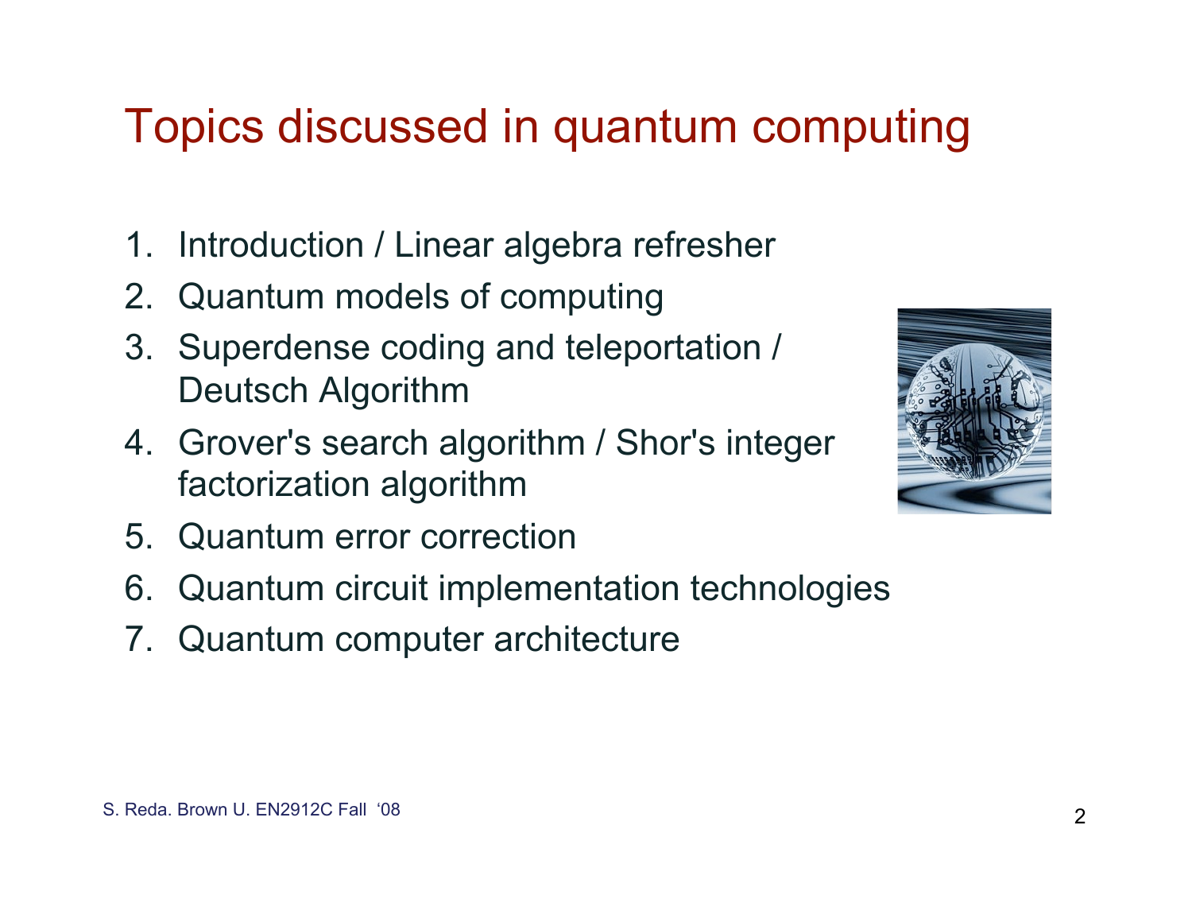# Topics discussed in quantum computing

1. Introduction / Linear algebra refresher
2. Quantum models of computing
3. Superdense coding and teleportation / Deutsch Algorithm
4. Grover's search algorithm / Shor's integer factorization algorithm
5. Quantum error correction
6. Quantum circuit implementation technologies
7. Quantum computer architecture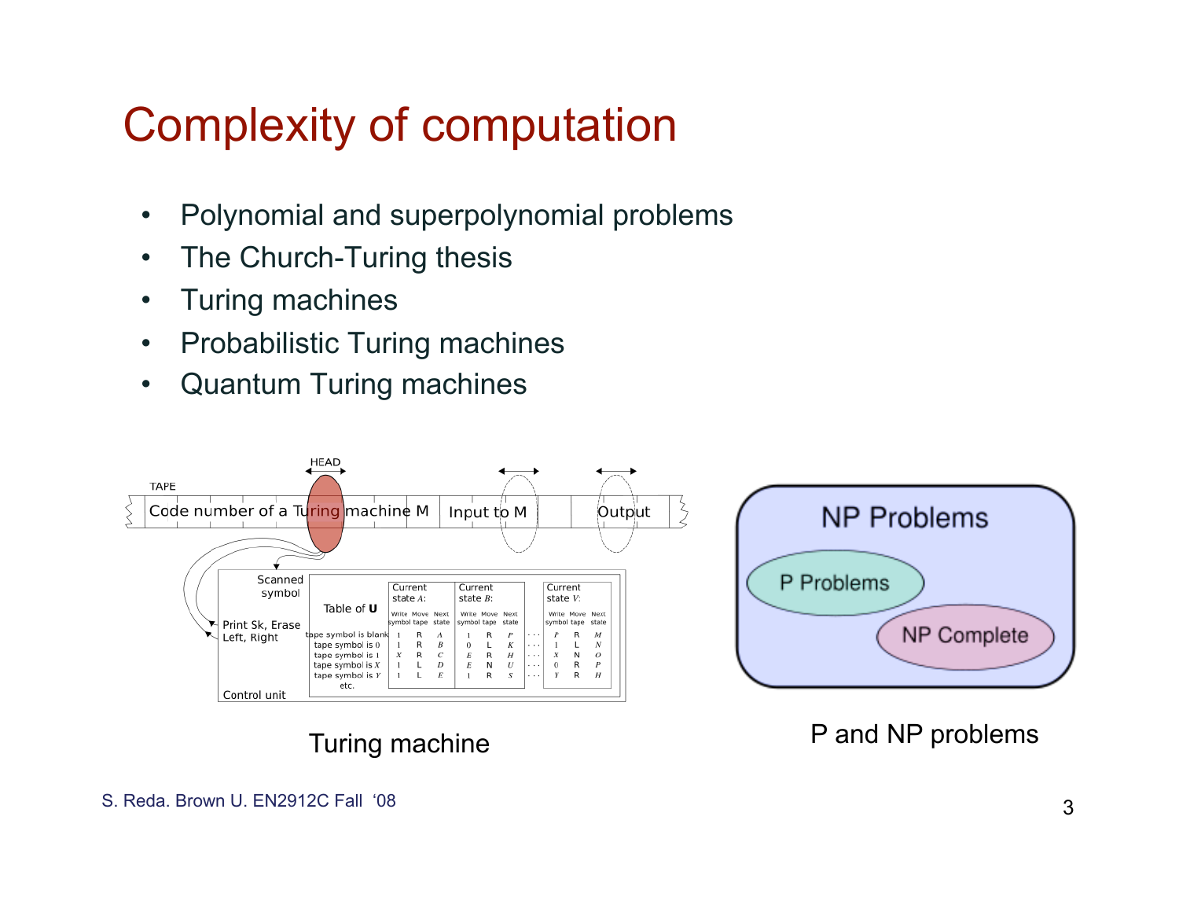# Complexity of computation

- Polynomial and superpolynomial problems
- The Church-Turing thesis
- Turing machines
- Probabilistic Turing machines
- Quantum Turing machines

Turing machine

P and NP problems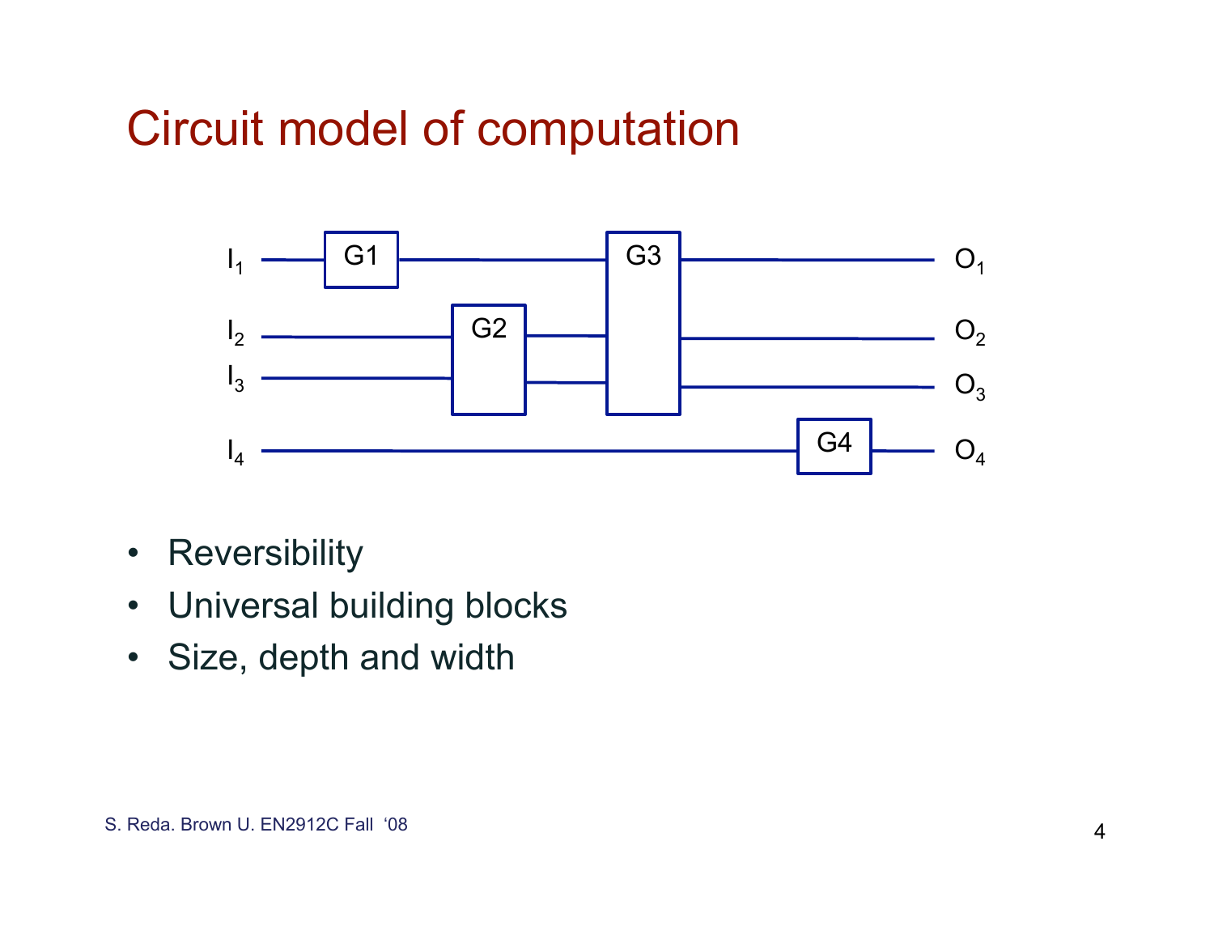# Circuit model of computation

- Reversibility
- Universal building blocks
- Size, depth and width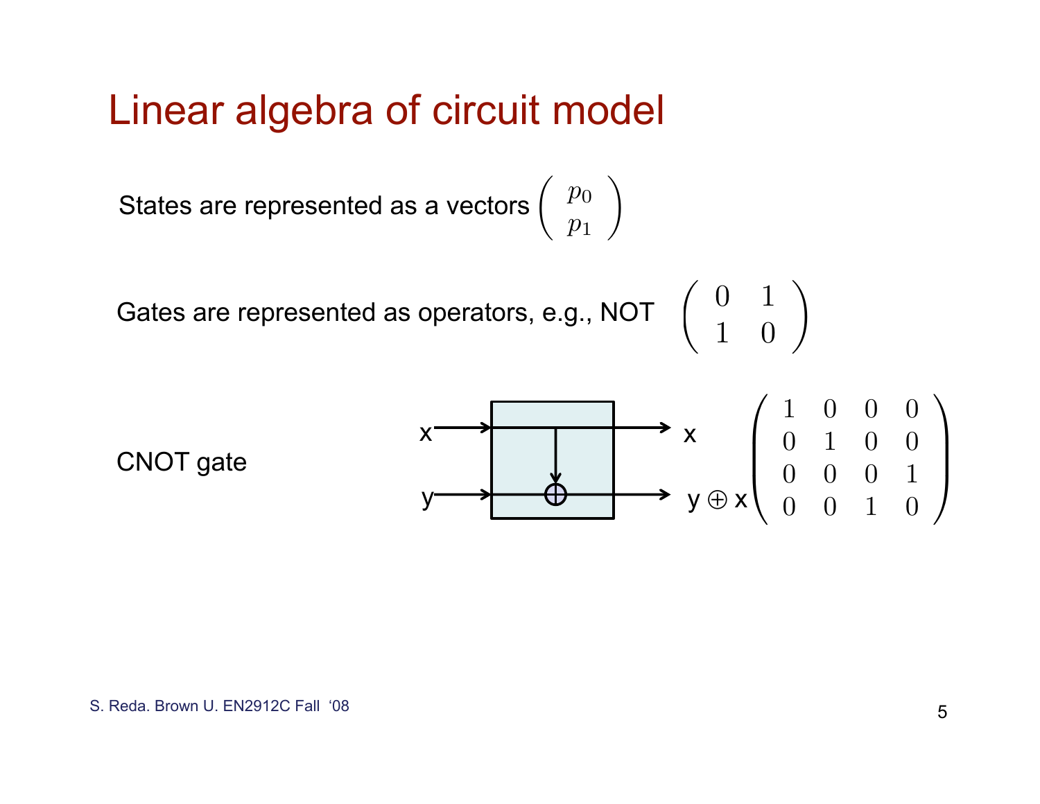# Linear algebra of circuit model

States are represented as a vectors $\begin{pmatrix} p_0 \\ p_1 \end{pmatrix}$

Gates are represented as operators, e.g., NOT $\begin{pmatrix} 0 & 1 \\ 1 & 0 \end{pmatrix}$

CNOT gate

x → x

y → y ⊕ x

$$\begin{pmatrix} 1 & 0 & 0 & 0 \\ 0 & 1 & 0 & 0 \\ 0 & 0 & 0 & 1 \\ 0 & 0 & 1 & 0 \end{pmatrix}$$

S. Reda. Brown U. EN2912C Fall '08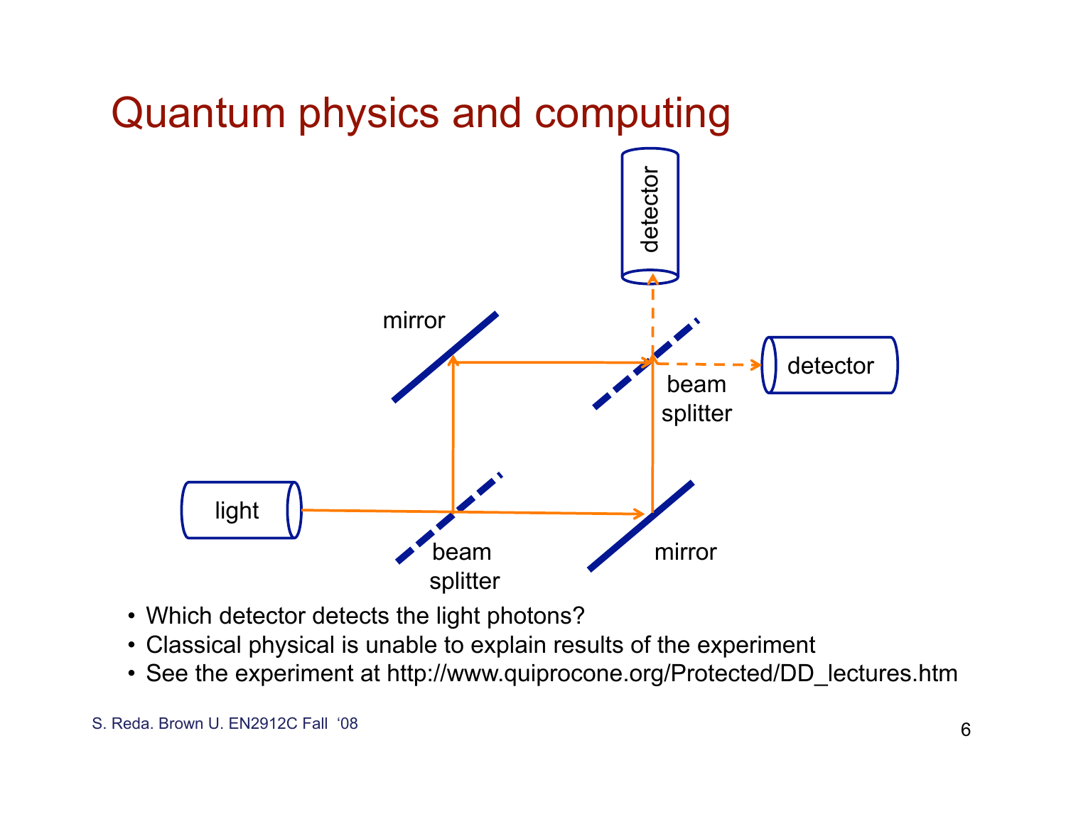# Quantum physics and computing

- Which detector detects the light photons?
- Classical physical is unable to explain results of the experiment
- See the experiment at http://www.quiprocone.org/Protected/DD_lectures.htm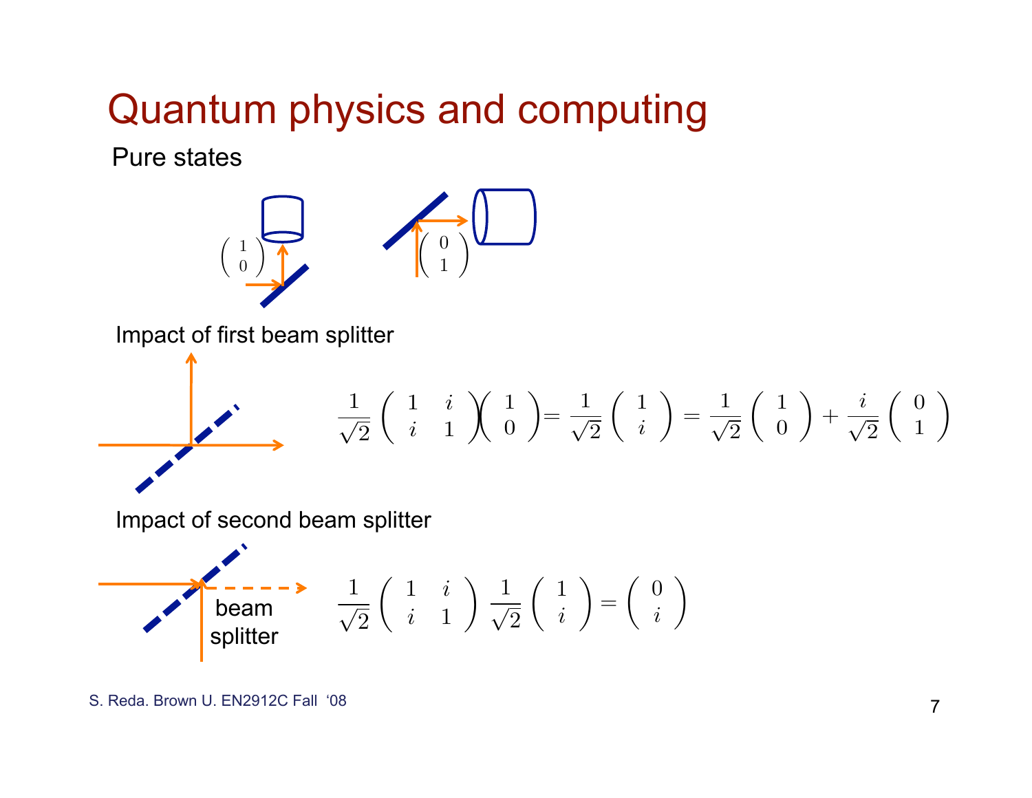# Quantum physics and computing

Pure states

$$\begin{pmatrix} 1 \\ 0 \end{pmatrix} \qquad \begin{pmatrix} 0 \\ 1 \end{pmatrix}$$

Impact of first beam splitter

$$\frac{1}{\sqrt{2}}\begin{pmatrix} 1 & i \\ i & 1 \end{pmatrix}\begin{pmatrix} 1 \\ 0 \end{pmatrix} = \frac{1}{\sqrt{2}}\begin{pmatrix} 1 \\ i \end{pmatrix} = \frac{1}{\sqrt{2}}\begin{pmatrix} 1 \\ 0 \end{pmatrix} + \frac{i}{\sqrt{2}}\begin{pmatrix} 0 \\ 1 \end{pmatrix}$$

Impact of second beam splitter

beam splitter

$$\frac{1}{\sqrt{2}}\begin{pmatrix} 1 & i \\ i & 1 \end{pmatrix}\frac{1}{\sqrt{2}}\begin{pmatrix} 1 \\ i \end{pmatrix} = \begin{pmatrix} 0 \\ i \end{pmatrix}$$

S. Reda. Brown U. EN2912C Fall '08